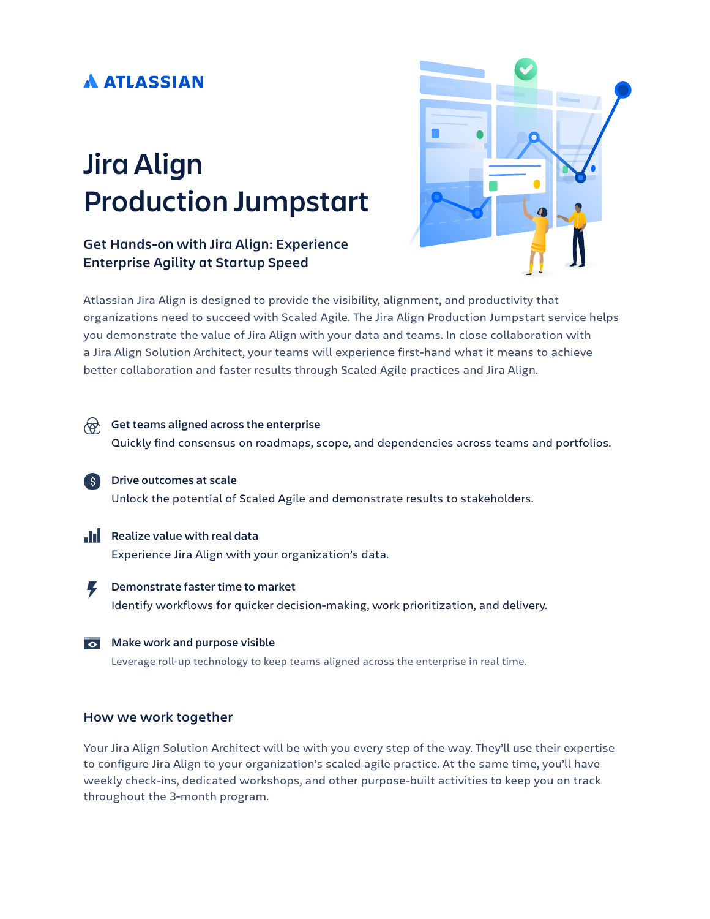ATLASSIAN

# Jira Align Production Jumpstart

### Get Hands-on with Jira Align: Experience Enterprise Agility at Startup Speed

Atlassian Jira Align is designed to provide the visibility, alignment, and productivity that organizations need to succeed with Scaled Agile. The Jira Align Production Jumpstart service helps you demonstrate the value of Jira Align with your data and teams. In close collaboration with a Jira Align Solution Architect, your teams will experience first-hand what it means to achieve better collaboration and faster results through Scaled Agile practices and Jira Align.

**Get teams aligned across the enterprise**
Quickly find consensus on roadmaps, scope, and dependencies across teams and portfolios.

**Drive outcomes at scale**
Unlock the potential of Scaled Agile and demonstrate results to stakeholders.

**Realize value with real data**
Experience Jira Align with your organization's data.

**Demonstrate faster time to market**
Identify workflows for quicker decision-making, work prioritization, and delivery.

**Make work and purpose visible**
Leverage roll-up technology to keep teams aligned across the enterprise in real time.

## How we work together

Your Jira Align Solution Architect will be with you every step of the way. They'll use their expertise to configure Jira Align to your organization's scaled agile practice. At the same time, you'll have weekly check-ins, dedicated workshops, and other purpose-built activities to keep you on track throughout the 3-month program.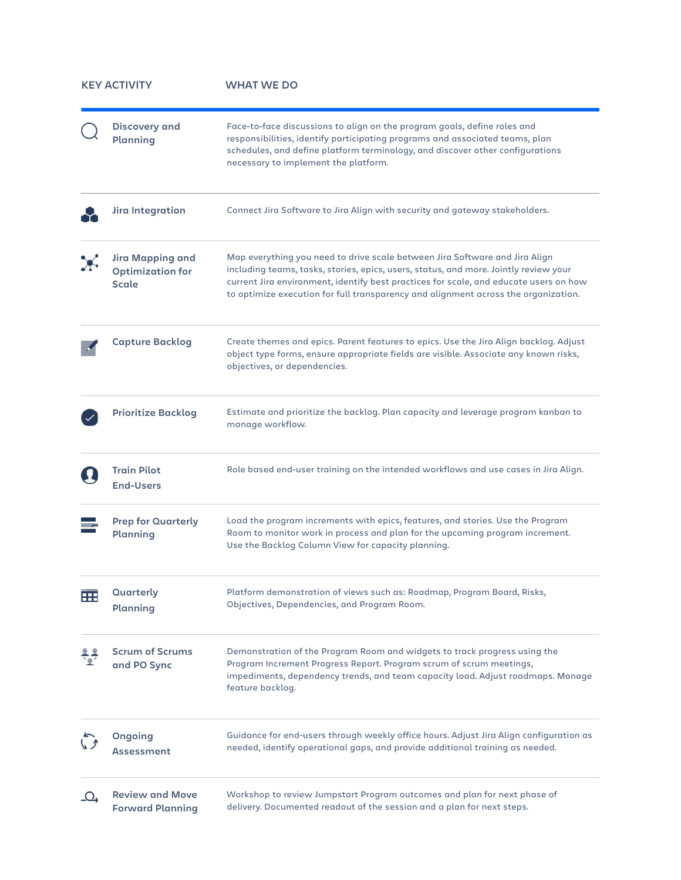| KEY ACTIVITY | WHAT WE DO |
| --- | --- |
| **Discovery and Planning** | Face-to-face discussions to align on the program goals, define roles and responsibilities, identify participating programs and associated teams, plan schedules, and define platform terminology, and discover other configurations necessary to implement the platform. |
| **Jira Integration** | Connect Jira Software to Jira Align with security and gateway stakeholders. |
| **Jira Mapping and Optimization for Scale** | Map everything you need to drive scale between Jira Software and Jira Align including teams, tasks, stories, epics, users, status, and more. Jointly review your current Jira environment, identify best practices for scale, and educate users on how to optimize execution for full transparency and alignment across the organization. |
| **Capture Backlog** | Create themes and epics. Parent features to epics. Use the Jira Align backlog. Adjust object type forms, ensure appropriate fields are visible. Associate any known risks, objectives, or dependencies. |
| **Prioritize Backlog** | Estimate and prioritize the backlog. Plan capacity and leverage program kanban to manage workflow. |
| **Train Pilot End-Users** | Role based end-user training on the intended workflows and use cases in Jira Align. |
| **Prep for Quarterly Planning** | Load the program increments with epics, features, and stories. Use the Program Room to monitor work in process and plan for the upcoming program increment. Use the Backlog Column View for capacity planning. |
| **Quarterly Planning** | Platform demonstration of views such as: Roadmap, Program Board, Risks, Objectives, Dependencies, and Program Room. |
| **Scrum of Scrums and PO Sync** | Demonstration of the Program Room and widgets to track progress using the Program Increment Progress Report. Program scrum of scrum meetings, impediments, dependency trends, and team capacity load. Adjust roadmaps. Manage feature backlog. |
| **Ongoing Assessment** | Guidance for end-users through weekly office hours. Adjust Jira Align configuration as needed, identify operational gaps, and provide additional training as needed. |
| **Review and Move Forward Planning** | Workshop to review Jumpstart Program outcomes and plan for next phase of delivery. Documented readout of the session and a plan for next steps. |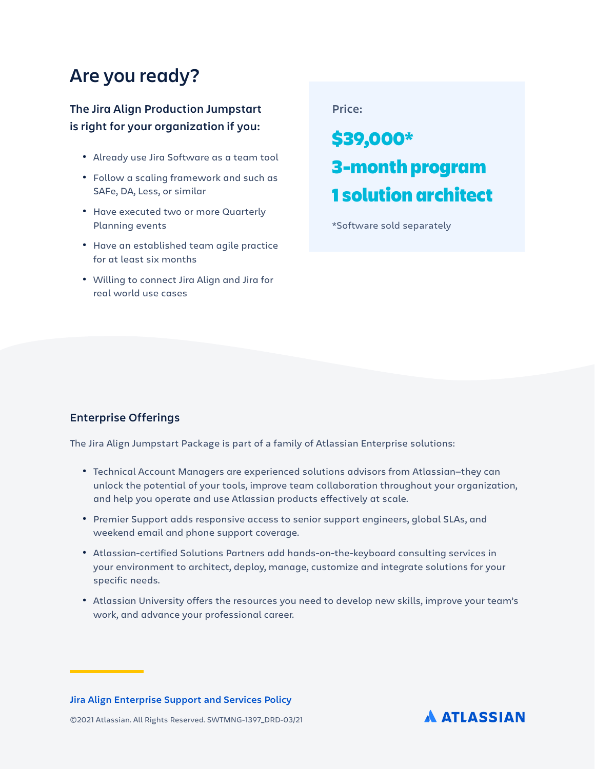# Are you ready?

**The Jira Align Production Jumpstart is right for your organization if you:**

- Already use Jira Software as a team tool
- Follow a scaling framework and such as SAFe, DA, Less, or similar
- Have executed two or more Quarterly Planning events
- Have an established team agile practice for at least six months
- Willing to connect Jira Align and Jira for real world use cases

Price:

**$39,000***
**3-month program**
**1 solution architect**

*Software sold separately

### Enterprise Offerings

The Jira Align Jumpstart Package is part of a family of Atlassian Enterprise solutions:

- Technical Account Managers are experienced solutions advisors from Atlassian–they can unlock the potential of your tools, improve team collaboration throughout your organization, and help you operate and use Atlassian products effectively at scale.
- Premier Support adds responsive access to senior support engineers, global SLAs, and weekend email and phone support coverage.
- Atlassian-certified Solutions Partners add hands-on-the-keyboard consulting services in your environment to architect, deploy, manage, customize and integrate solutions for your specific needs.
- Atlassian University offers the resources you need to develop new skills, improve your team's work, and advance your professional career.

**Jira Align Enterprise Support and Services Policy**

©2021 Atlassian. All Rights Reserved. SWTMNG-1397_DRD-03/21

ATLASSIAN